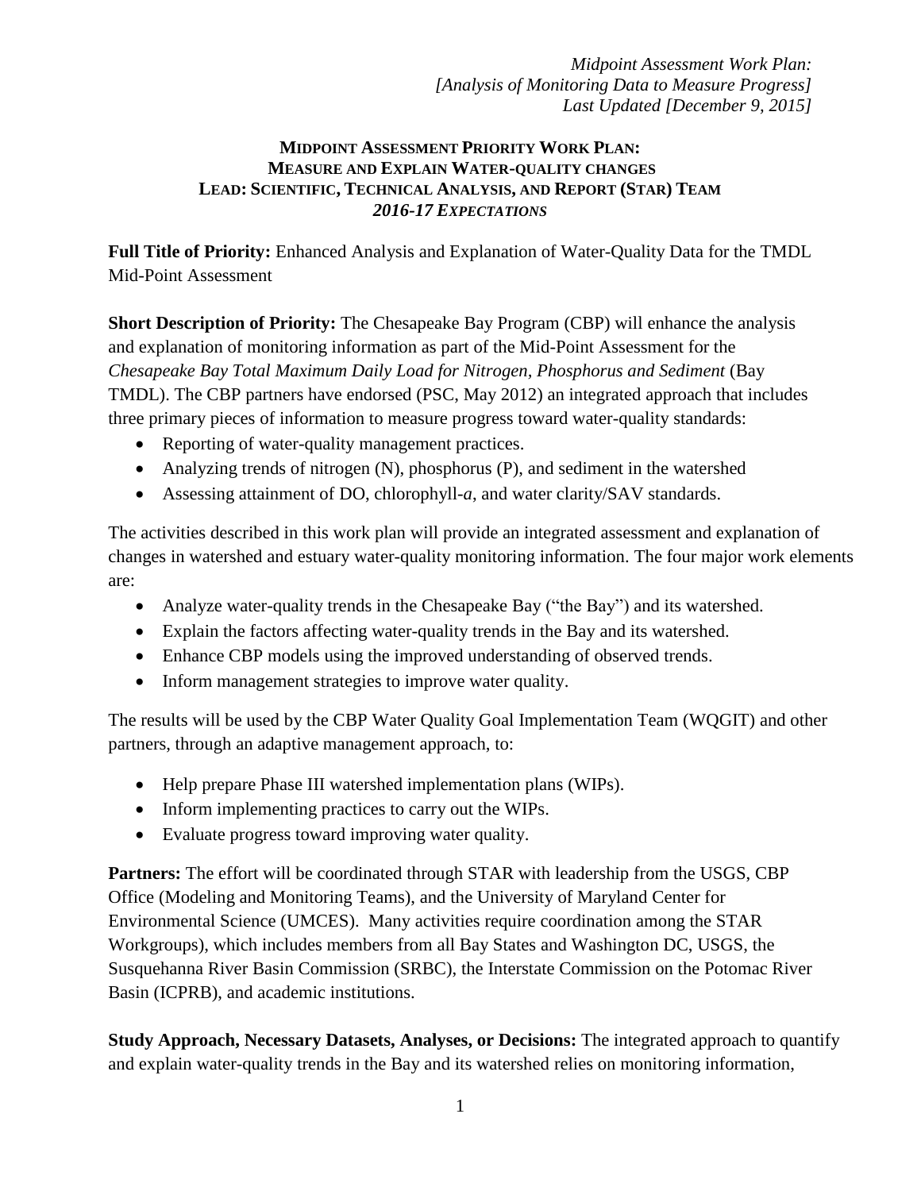*Midpoint Assessment Work Plan:*
*[Analysis of Monitoring Data to Measure Progress]*
*Last Updated [December 9, 2015]*

# MIDPOINT ASSESSMENT PRIORITY WORK PLAN:
# MEASURE AND EXPLAIN WATER-QUALITY CHANGES
# LEAD: SCIENTIFIC, TECHNICAL ANALYSIS, AND REPORT (STAR) TEAM
## *2016-17 EXPECTATIONS*

**Full Title of Priority:** Enhanced Analysis and Explanation of Water-Quality Data for the TMDL Mid-Point Assessment

**Short Description of Priority:** The Chesapeake Bay Program (CBP) will enhance the analysis and explanation of monitoring information as part of the Mid-Point Assessment for the *Chesapeake Bay Total Maximum Daily Load for Nitrogen, Phosphorus and Sediment* (Bay TMDL). The CBP partners have endorsed (PSC, May 2012) an integrated approach that includes three primary pieces of information to measure progress toward water-quality standards:

- Reporting of water-quality management practices.
- Analyzing trends of nitrogen (N), phosphorus (P), and sediment in the watershed
- Assessing attainment of DO, chlorophyll-*a*, and water clarity/SAV standards.

The activities described in this work plan will provide an integrated assessment and explanation of changes in watershed and estuary water-quality monitoring information. The four major work elements are:

- Analyze water-quality trends in the Chesapeake Bay ("the Bay") and its watershed.
- Explain the factors affecting water-quality trends in the Bay and its watershed.
- Enhance CBP models using the improved understanding of observed trends.
- Inform management strategies to improve water quality.

The results will be used by the CBP Water Quality Goal Implementation Team (WQGIT) and other partners, through an adaptive management approach, to:

- Help prepare Phase III watershed implementation plans (WIPs).
- Inform implementing practices to carry out the WIPs.
- Evaluate progress toward improving water quality.

**Partners:** The effort will be coordinated through STAR with leadership from the USGS, CBP Office (Modeling and Monitoring Teams), and the University of Maryland Center for Environmental Science (UMCES). Many activities require coordination among the STAR Workgroups), which includes members from all Bay States and Washington DC, USGS, the Susquehanna River Basin Commission (SRBC), the Interstate Commission on the Potomac River Basin (ICPRB), and academic institutions.

**Study Approach, Necessary Datasets, Analyses, or Decisions:** The integrated approach to quantify and explain water-quality trends in the Bay and its watershed relies on monitoring information,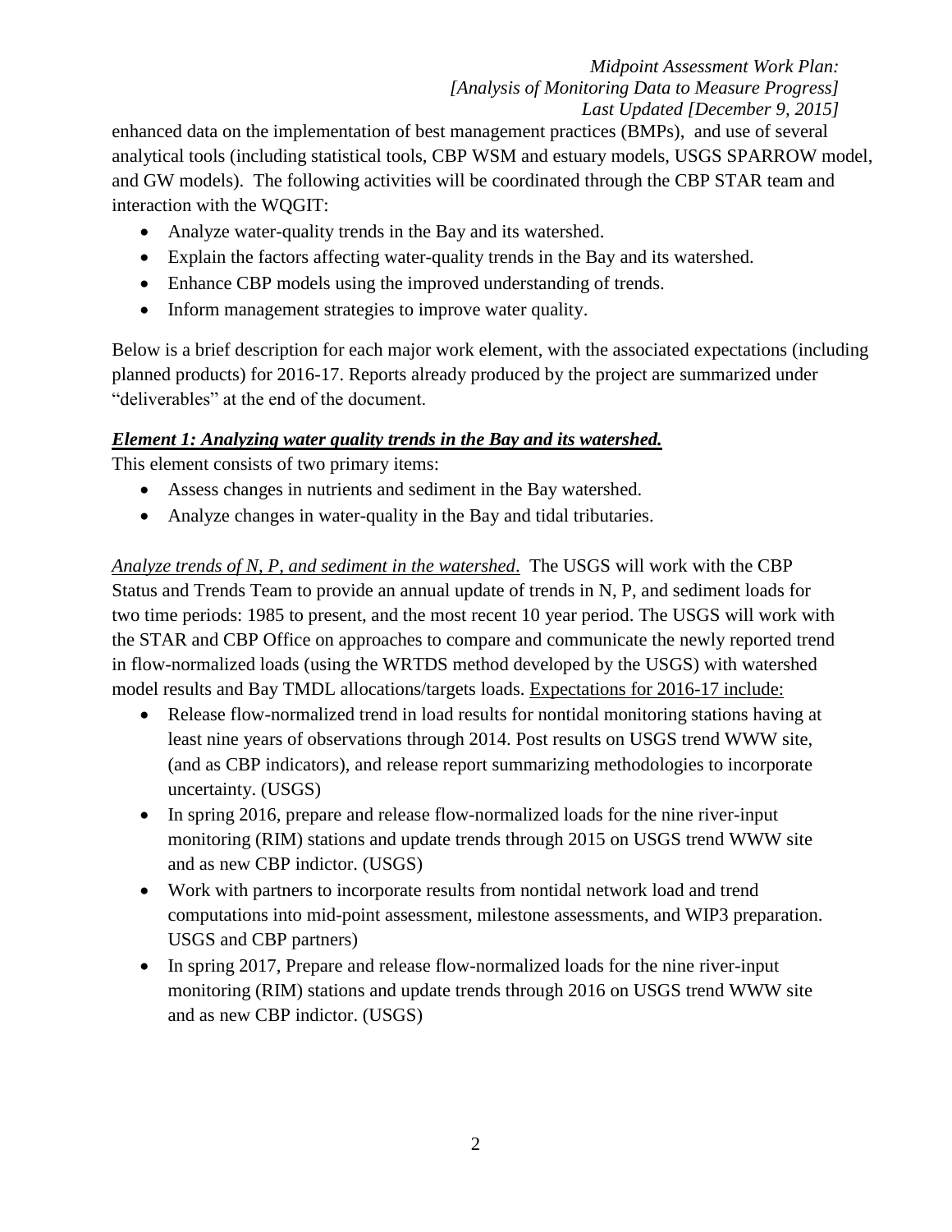enhanced data on the implementation of best management practices (BMPs), and use of several analytical tools (including statistical tools, CBP WSM and estuary models, USGS SPARROW model, and GW models). The following activities will be coordinated through the CBP STAR team and interaction with the WQGIT:

- Analyze water-quality trends in the Bay and its watershed.
- Explain the factors affecting water-quality trends in the Bay and its watershed.
- Enhance CBP models using the improved understanding of trends.
- Inform management strategies to improve water quality.

Below is a brief description for each major work element, with the associated expectations (including planned products) for 2016-17. Reports already produced by the project are summarized under "deliverables" at the end of the document.

***<u>Element 1: Analyzing water quality trends in the Bay and its watershed.</u>***

This element consists of two primary items:

- Assess changes in nutrients and sediment in the Bay watershed.
- Analyze changes in water-quality in the Bay and tidal tributaries.

*<u>Analyze trends of N, P, and sediment in the watershed</u>.* The USGS will work with the CBP Status and Trends Team to provide an annual update of trends in N, P, and sediment loads for two time periods: 1985 to present, and the most recent 10 year period. The USGS will work with the STAR and CBP Office on approaches to compare and communicate the newly reported trend in flow-normalized loads (using the WRTDS method developed by the USGS) with watershed model results and Bay TMDL allocations/targets loads. <u>Expectations for 2016-17 include:</u>

- Release flow-normalized trend in load results for nontidal monitoring stations having at least nine years of observations through 2014. Post results on USGS trend WWW site, (and as CBP indicators), and release report summarizing methodologies to incorporate uncertainty. (USGS)
- In spring 2016, prepare and release flow-normalized loads for the nine river-input monitoring (RIM) stations and update trends through 2015 on USGS trend WWW site and as new CBP indictor. (USGS)
- Work with partners to incorporate results from nontidal network load and trend computations into mid-point assessment, milestone assessments, and WIP3 preparation. USGS and CBP partners)
- In spring 2017, Prepare and release flow-normalized loads for the nine river-input monitoring (RIM) stations and update trends through 2016 on USGS trend WWW site and as new CBP indictor. (USGS)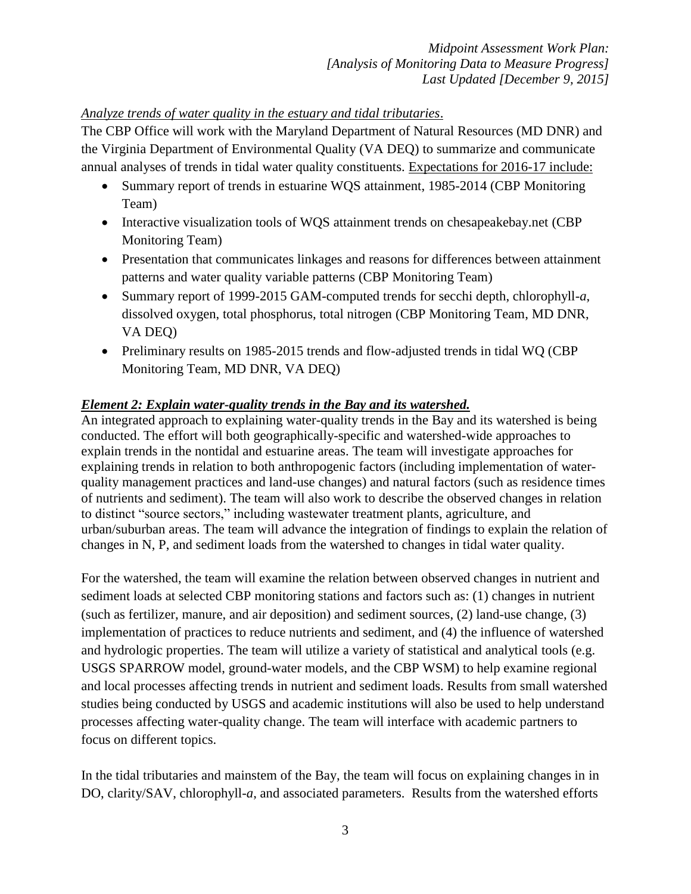*Analyze trends of water quality in the estuary and tidal tributaries*.

The CBP Office will work with the Maryland Department of Natural Resources (MD DNR) and the Virginia Department of Environmental Quality (VA DEQ) to summarize and communicate annual analyses of trends in tidal water quality constituents. <u>Expectations for 2016-17 include:</u>

- Summary report of trends in estuarine WQS attainment, 1985-2014 (CBP Monitoring Team)
- Interactive visualization tools of WQS attainment trends on chesapeakebay.net (CBP Monitoring Team)
- Presentation that communicates linkages and reasons for differences between attainment patterns and water quality variable patterns (CBP Monitoring Team)
- Summary report of 1999-2015 GAM-computed trends for secchi depth, chlorophyll-*a*, dissolved oxygen, total phosphorus, total nitrogen (CBP Monitoring Team, MD DNR, VA DEQ)
- Preliminary results on 1985-2015 trends and flow-adjusted trends in tidal WQ (CBP Monitoring Team, MD DNR, VA DEQ)

***<u>Element 2: Explain water-quality trends in the Bay and its watershed.</u>***

An integrated approach to explaining water-quality trends in the Bay and its watershed is being conducted. The effort will both geographically-specific and watershed-wide approaches to explain trends in the nontidal and estuarine areas. The team will investigate approaches for explaining trends in relation to both anthropogenic factors (including implementation of water-quality management practices and land-use changes) and natural factors (such as residence times of nutrients and sediment). The team will also work to describe the observed changes in relation to distinct "source sectors," including wastewater treatment plants, agriculture, and urban/suburban areas. The team will advance the integration of findings to explain the relation of changes in N, P, and sediment loads from the watershed to changes in tidal water quality.

For the watershed, the team will examine the relation between observed changes in nutrient and sediment loads at selected CBP monitoring stations and factors such as: (1) changes in nutrient (such as fertilizer, manure, and air deposition) and sediment sources, (2) land-use change, (3) implementation of practices to reduce nutrients and sediment, and (4) the influence of watershed and hydrologic properties. The team will utilize a variety of statistical and analytical tools (e.g. USGS SPARROW model, ground-water models, and the CBP WSM) to help examine regional and local processes affecting trends in nutrient and sediment loads. Results from small watershed studies being conducted by USGS and academic institutions will also be used to help understand processes affecting water-quality change. The team will interface with academic partners to focus on different topics.

In the tidal tributaries and mainstem of the Bay, the team will focus on explaining changes in in DO, clarity/SAV, chlorophyll-*a*, and associated parameters. Results from the watershed efforts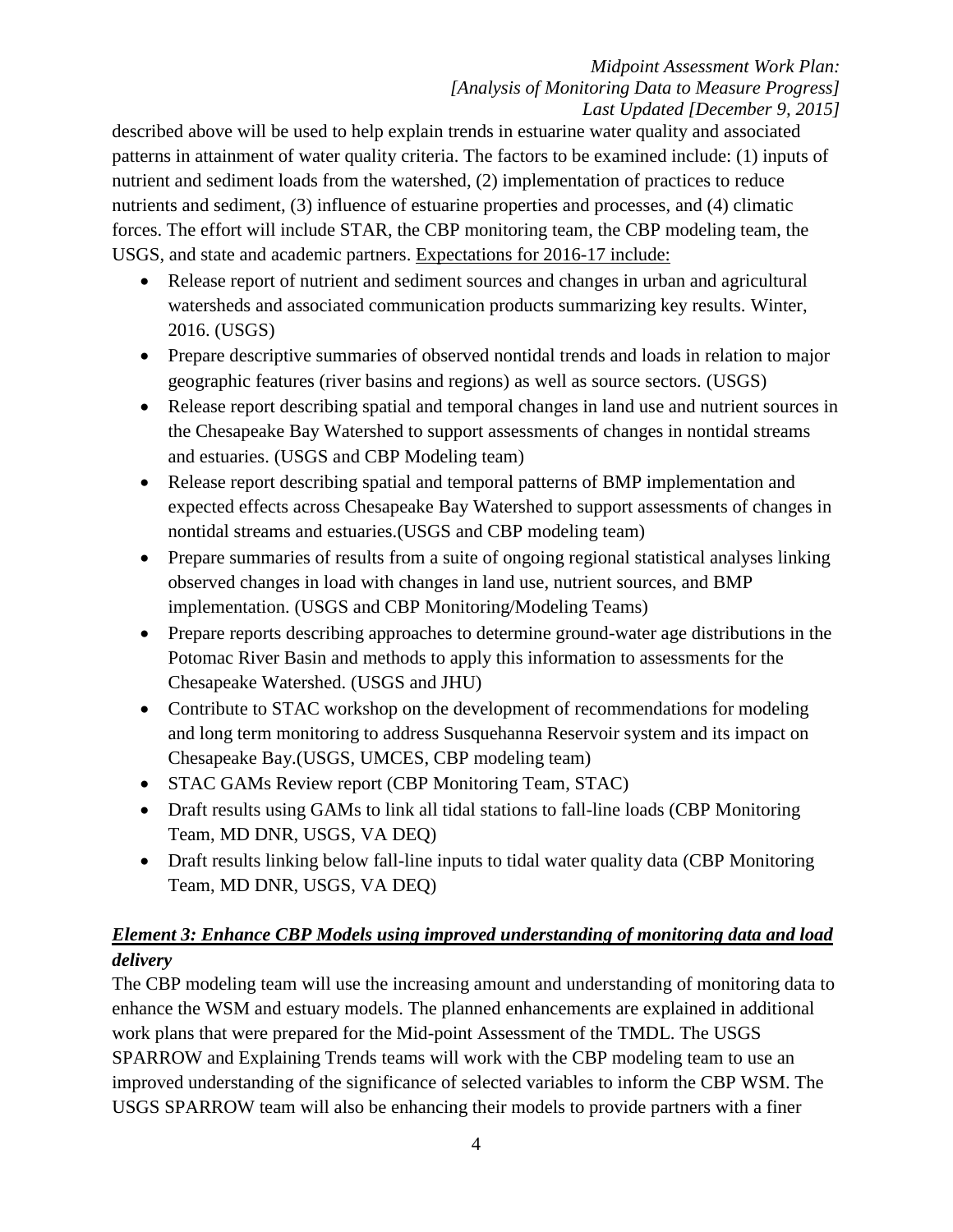described above will be used to help explain trends in estuarine water quality and associated patterns in attainment of water quality criteria. The factors to be examined include: (1) inputs of nutrient and sediment loads from the watershed, (2) implementation of practices to reduce nutrients and sediment, (3) influence of estuarine properties and processes, and (4) climatic forces. The effort will include STAR, the CBP monitoring team, the CBP modeling team, the USGS, and state and academic partners. <u>Expectations for 2016-17 include:</u>

- Release report of nutrient and sediment sources and changes in urban and agricultural watersheds and associated communication products summarizing key results. Winter, 2016. (USGS)
- Prepare descriptive summaries of observed nontidal trends and loads in relation to major geographic features (river basins and regions) as well as source sectors. (USGS)
- Release report describing spatial and temporal changes in land use and nutrient sources in the Chesapeake Bay Watershed to support assessments of changes in nontidal streams and estuaries. (USGS and CBP Modeling team)
- Release report describing spatial and temporal patterns of BMP implementation and expected effects across Chesapeake Bay Watershed to support assessments of changes in nontidal streams and estuaries.(USGS and CBP modeling team)
- Prepare summaries of results from a suite of ongoing regional statistical analyses linking observed changes in load with changes in land use, nutrient sources, and BMP implementation. (USGS and CBP Monitoring/Modeling Teams)
- Prepare reports describing approaches to determine ground-water age distributions in the Potomac River Basin and methods to apply this information to assessments for the Chesapeake Watershed. (USGS and JHU)
- Contribute to STAC workshop on the development of recommendations for modeling and long term monitoring to address Susquehanna Reservoir system and its impact on Chesapeake Bay.(USGS, UMCES, CBP modeling team)
- STAC GAMs Review report (CBP Monitoring Team, STAC)
- Draft results using GAMs to link all tidal stations to fall-line loads (CBP Monitoring Team, MD DNR, USGS, VA DEQ)
- Draft results linking below fall-line inputs to tidal water quality data (CBP Monitoring Team, MD DNR, USGS, VA DEQ)

***<u>Element 3: Enhance CBP Models using improved understanding of monitoring data and load delivery</u>***

The CBP modeling team will use the increasing amount and understanding of monitoring data to enhance the WSM and estuary models. The planned enhancements are explained in additional work plans that were prepared for the Mid-point Assessment of the TMDL. The USGS SPARROW and Explaining Trends teams will work with the CBP modeling team to use an improved understanding of the significance of selected variables to inform the CBP WSM. The USGS SPARROW team will also be enhancing their models to provide partners with a finer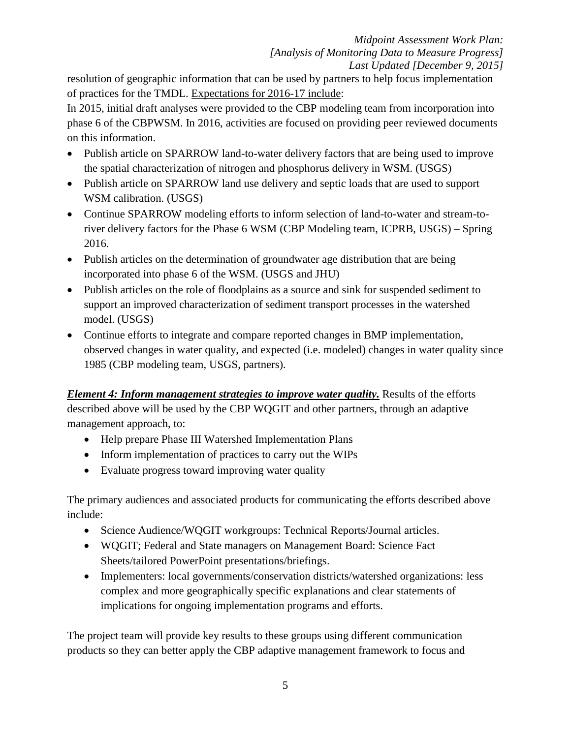resolution of geographic information that can be used by partners to help focus implementation of practices for the TMDL. Expectations for 2016-17 include:

In 2015, initial draft analyses were provided to the CBP modeling team from incorporation into phase 6 of the CBPWSM. In 2016, activities are focused on providing peer reviewed documents on this information.

- Publish article on SPARROW land-to-water delivery factors that are being used to improve the spatial characterization of nitrogen and phosphorus delivery in WSM. (USGS)
- Publish article on SPARROW land use delivery and septic loads that are used to support WSM calibration. (USGS)
- Continue SPARROW modeling efforts to inform selection of land-to-water and stream-to-river delivery factors for the Phase 6 WSM (CBP Modeling team, ICPRB, USGS) – Spring 2016.
- Publish articles on the determination of groundwater age distribution that are being incorporated into phase 6 of the WSM. (USGS and JHU)
- Publish articles on the role of floodplains as a source and sink for suspended sediment to support an improved characterization of sediment transport processes in the watershed model. (USGS)
- Continue efforts to integrate and compare reported changes in BMP implementation, observed changes in water quality, and expected (i.e. modeled) changes in water quality since 1985 (CBP modeling team, USGS, partners).

***Element 4: Inform management strategies to improve water quality.*** Results of the efforts described above will be used by the CBP WQGIT and other partners, through an adaptive management approach, to:

- Help prepare Phase III Watershed Implementation Plans
- Inform implementation of practices to carry out the WIPs
- Evaluate progress toward improving water quality

The primary audiences and associated products for communicating the efforts described above include:

- Science Audience/WQGIT workgroups: Technical Reports/Journal articles.
- WQGIT; Federal and State managers on Management Board: Science Fact Sheets/tailored PowerPoint presentations/briefings.
- Implementers: local governments/conservation districts/watershed organizations: less complex and more geographically specific explanations and clear statements of implications for ongoing implementation programs and efforts.

The project team will provide key results to these groups using different communication products so they can better apply the CBP adaptive management framework to focus and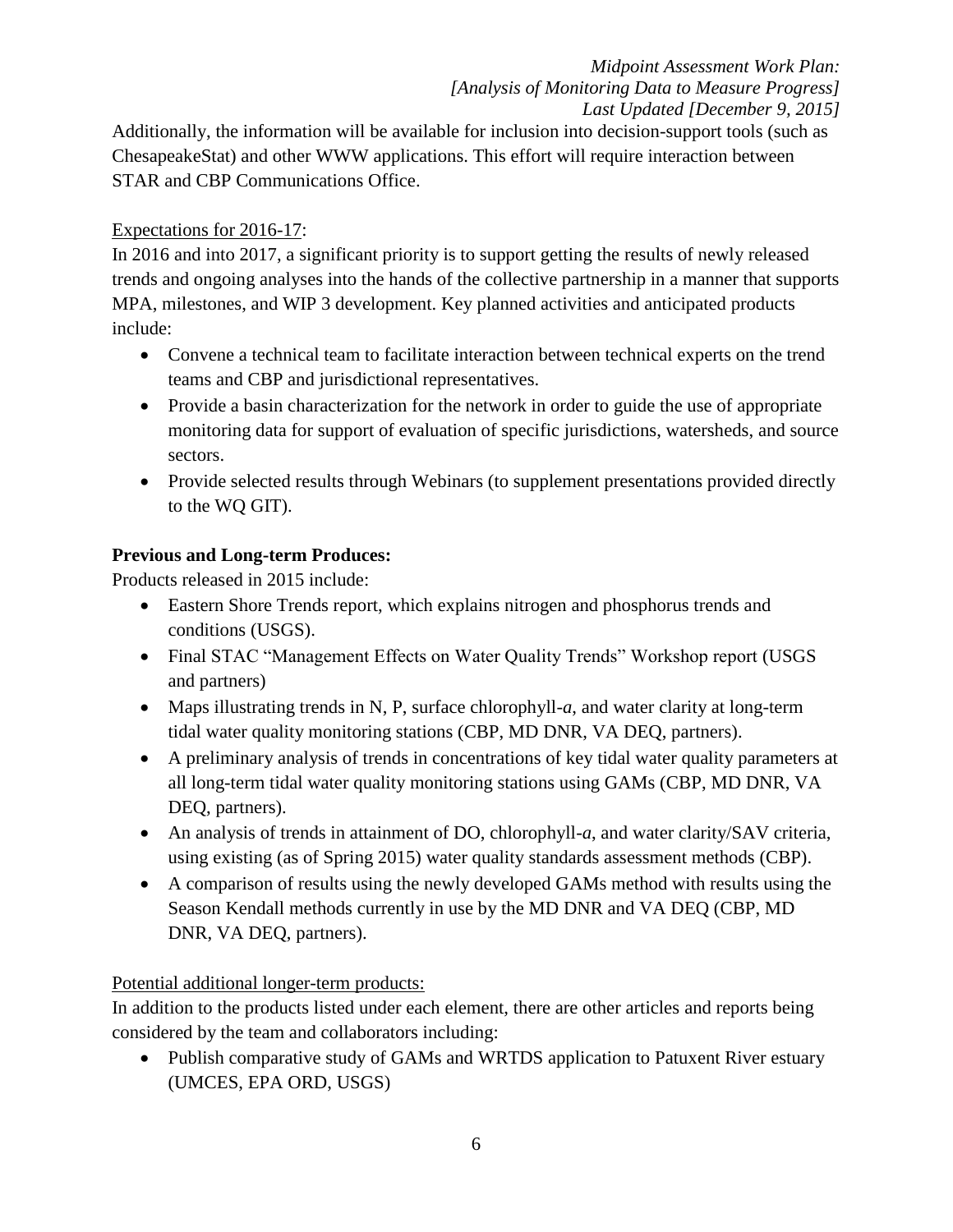Additionally, the information will be available for inclusion into decision-support tools (such as ChesapeakeStat) and other WWW applications. This effort will require interaction between STAR and CBP Communications Office.

<u>Expectations for 2016-17</u>:

In 2016 and into 2017, a significant priority is to support getting the results of newly released trends and ongoing analyses into the hands of the collective partnership in a manner that supports MPA, milestones, and WIP 3 development. Key planned activities and anticipated products include:

- Convene a technical team to facilitate interaction between technical experts on the trend teams and CBP and jurisdictional representatives.
- Provide a basin characterization for the network in order to guide the use of appropriate monitoring data for support of evaluation of specific jurisdictions, watersheds, and source sectors.
- Provide selected results through Webinars (to supplement presentations provided directly to the WQ GIT).

**Previous and Long-term Produces:**

Products released in 2015 include:

- Eastern Shore Trends report, which explains nitrogen and phosphorus trends and conditions (USGS).
- Final STAC "Management Effects on Water Quality Trends" Workshop report (USGS and partners)
- Maps illustrating trends in N, P, surface chlorophyll-*a*, and water clarity at long-term tidal water quality monitoring stations (CBP, MD DNR, VA DEQ, partners).
- A preliminary analysis of trends in concentrations of key tidal water quality parameters at all long-term tidal water quality monitoring stations using GAMs (CBP, MD DNR, VA DEQ, partners).
- An analysis of trends in attainment of DO, chlorophyll-*a*, and water clarity/SAV criteria, using existing (as of Spring 2015) water quality standards assessment methods (CBP).
- A comparison of results using the newly developed GAMs method with results using the Season Kendall methods currently in use by the MD DNR and VA DEQ (CBP, MD DNR, VA DEQ, partners).

<u>Potential additional longer-term products:</u>

In addition to the products listed under each element, there are other articles and reports being considered by the team and collaborators including:

- Publish comparative study of GAMs and WRTDS application to Patuxent River estuary (UMCES, EPA ORD, USGS)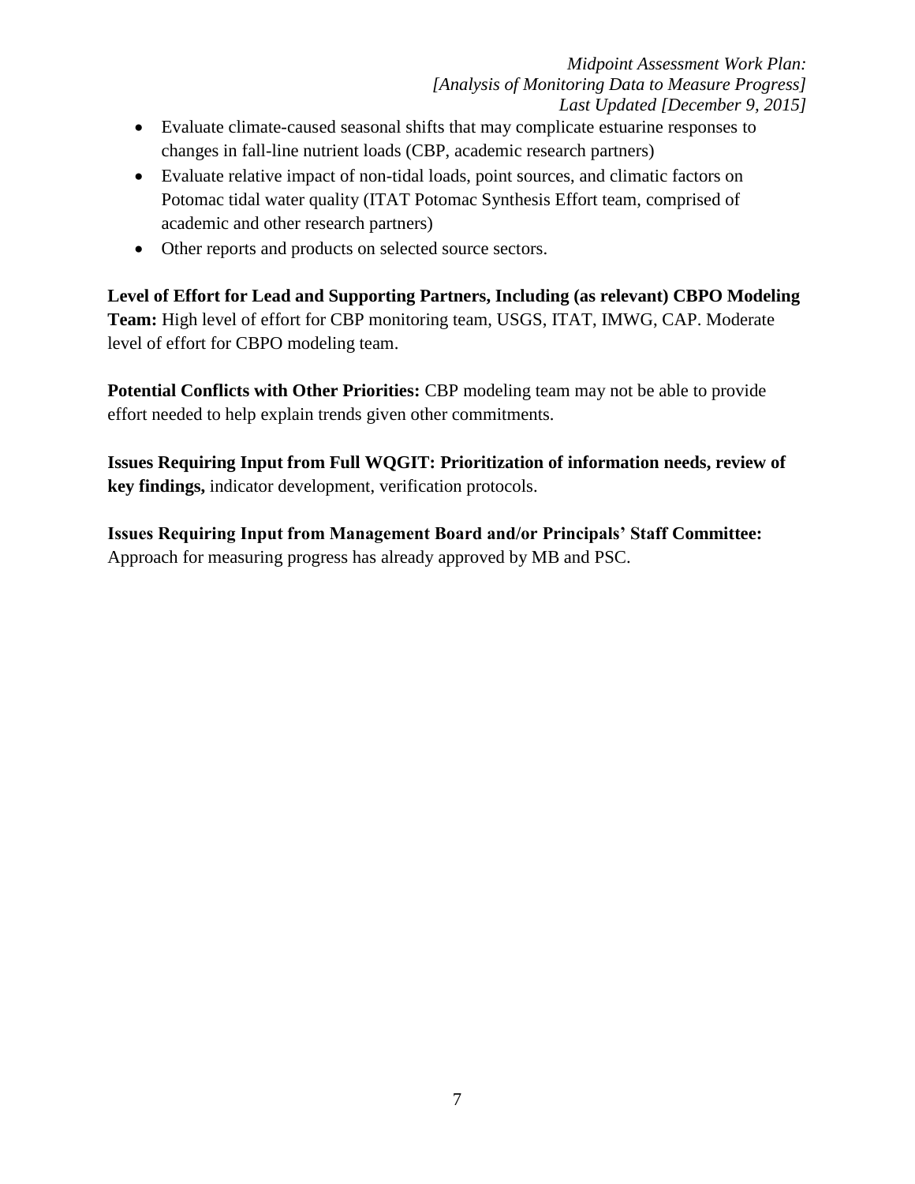- Evaluate climate-caused seasonal shifts that may complicate estuarine responses to changes in fall-line nutrient loads (CBP, academic research partners)
- Evaluate relative impact of non-tidal loads, point sources, and climatic factors on Potomac tidal water quality (ITAT Potomac Synthesis Effort team, comprised of academic and other research partners)
- Other reports and products on selected source sectors.

**Level of Effort for Lead and Supporting Partners, Including (as relevant) CBPO Modeling Team:** High level of effort for CBP monitoring team, USGS, ITAT, IMWG, CAP. Moderate level of effort for CBPO modeling team.

**Potential Conflicts with Other Priorities:** CBP modeling team may not be able to provide effort needed to help explain trends given other commitments.

**Issues Requiring Input from Full WQGIT: Prioritization of information needs, review of key findings,** indicator development, verification protocols.

**Issues Requiring Input from Management Board and/or Principals' Staff Committee:** Approach for measuring progress has already approved by MB and PSC.